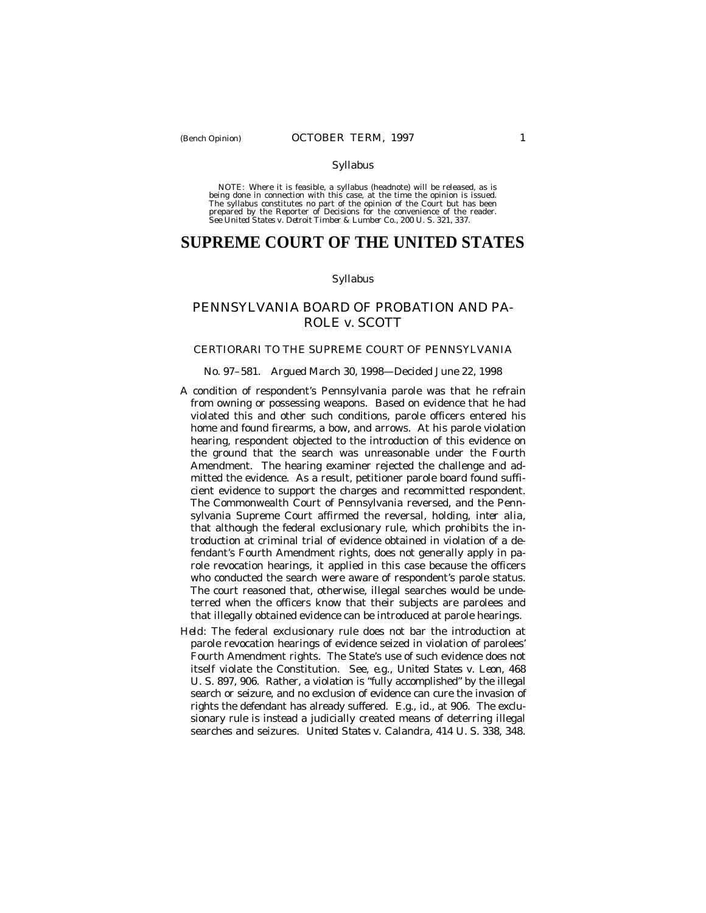(Bench Opinion)

Syllabus

NOTE: Where it is feasible, a syllabus (headnote) will be released, as is being done in connection with this case, at the time the opinion is issued. The syllabus constitutes no part of the opinion of the Court but has been prepared by the Reporter of Decisions for the convenience of the reader. See *United States* v. *Detroit Timber & Lumber Co.*, 200 U. S. 321, 337.

# SUPREME COURT OF THE UNITED STATES

Syllabus

## PENNSYLVANIA BOARD OF PROBATION AND PAROLE *v.* SCOTT

CERTIORARI TO THE SUPREME COURT OF PENNSYLVANIA

No. 97–581. Argued March 30, 1998—Decided June 22, 1998

A condition of respondent's Pennsylvania parole was that he refrain from owning or possessing weapons. Based on evidence that he had violated this and other such conditions, parole officers entered his home and found firearms, a bow, and arrows. At his parole violation hearing, respondent objected to the introduction of this evidence on the ground that the search was unreasonable under the Fourth Amendment. The hearing examiner rejected the challenge and admitted the evidence. As a result, petitioner parole board found sufficient evidence to support the charges and recommitted respondent. The Commonwealth Court of Pennsylvania reversed, and the Pennsylvania Supreme Court affirmed the reversal, holding, *inter alia*, that although the federal exclusionary rule, which prohibits the introduction at criminal trial of evidence obtained in violation of a defendant's Fourth Amendment rights, does not generally apply in parole revocation hearings, it applied in this case because the officers who conducted the search were aware of respondent's parole status. The court reasoned that, otherwise, illegal searches would be undeterred when the officers know that their subjects are parolees and that illegally obtained evidence can be introduced at parole hearings.

*Held*: The federal exclusionary rule does not bar the introduction at parole revocation hearings of evidence seized in violation of parolees' Fourth Amendment rights. The State's use of such evidence does not itself violate the Constitution. See, *e.g.*, *United States* v. *Leon*, 468 U. S. 897, 906. Rather, a violation is "fully accomplished" by the illegal search or seizure, and no exclusion of evidence can cure the invasion of rights the defendant has already suffered. *E.g.*, *id.*, at 906. The exclusionary rule is instead a judicially created means of deterring illegal searches and seizures. *United States* v. *Calandra*, 414 U. S. 338, 348.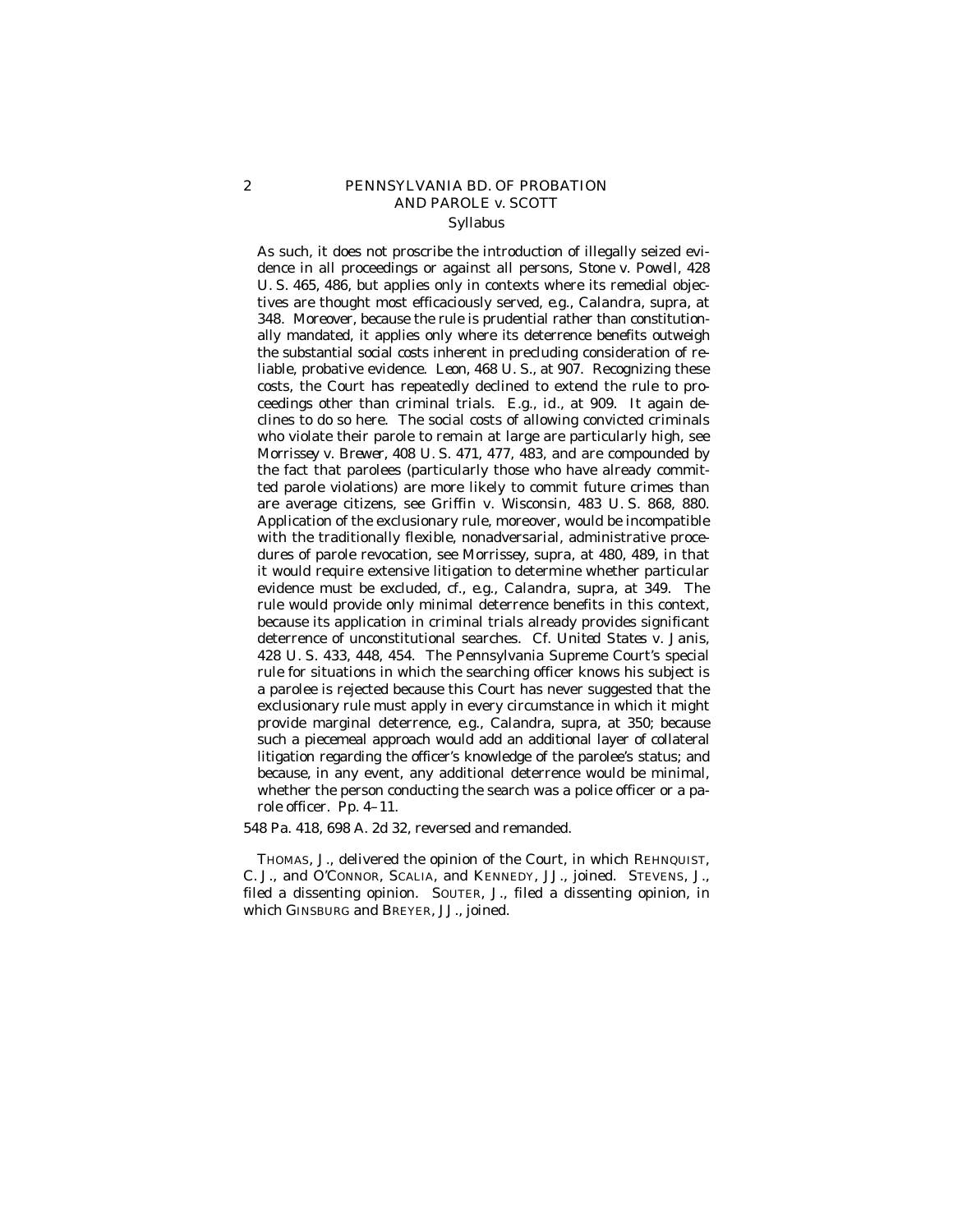As such, it does not proscribe the introduction of illegally seized evidence in all proceedings or against all persons, *Stone* v. *Powell*, 428 U. S. 465, 486, but applies only in contexts where its remedial objectives are thought most efficaciously served, *e.g., Calandra, supra,* at 348. Moreover, because the rule is prudential rather than constitutionally mandated, it applies only where its deterrence benefits outweigh the substantial social costs inherent in precluding consideration of reliable, probative evidence. *Leon*, 468 U. S., at 907. Recognizing these costs, the Court has repeatedly declined to extend the rule to proceedings other than criminal trials. *E.g., id.,* at 909. It again declines to do so here. The social costs of allowing convicted criminals who violate their parole to remain at large are particularly high, see *Morrissey* v. *Brewer*, 408 U. S. 471, 477, 483, and are compounded by the fact that parolees (particularly those who have already committed parole violations) are more likely to commit future crimes than are average citizens, see *Griffin* v. *Wisconsin*, 483 U. S. 868, 880. Application of the exclusionary rule, moreover, would be incompatible with the traditionally flexible, nonadversarial, administrative procedures of parole revocation, see *Morrissey, supra,* at 480, 489, in that it would require extensive litigation to determine whether particular evidence must be excluded, *cf., e.g., Calandra, supra,* at 349. The rule would provide only minimal deterrence benefits in this context, because its application in criminal trials already provides significant deterrence of unconstitutional searches. Cf. *United States* v. *Janis*, 428 U. S. 433, 448, 454. The Pennsylvania Supreme Court's special rule for situations in which the searching officer knows his subject is a parolee is rejected because this Court has never suggested that the exclusionary rule must apply in every circumstance in which it might provide marginal deterrence, *e.g., Calandra, supra,* at 350; because such a piecemeal approach would add an additional layer of collateral litigation regarding the officer's knowledge of the parolee's status; and because, in any event, any additional deterrence would be minimal, whether the person conducting the search was a police officer or a parole officer. Pp. 4–11.

548 Pa. 418, 698 A. 2d 32, reversed and remanded.

THOMAS, J., delivered the opinion of the Court, in which REHNQUIST, C. J., and O'CONNOR, SCALIA, and KENNEDY, JJ., joined. STEVENS, J., filed a dissenting opinion. SOUTER, J., filed a dissenting opinion, in which GINSBURG and BREYER, JJ., joined.